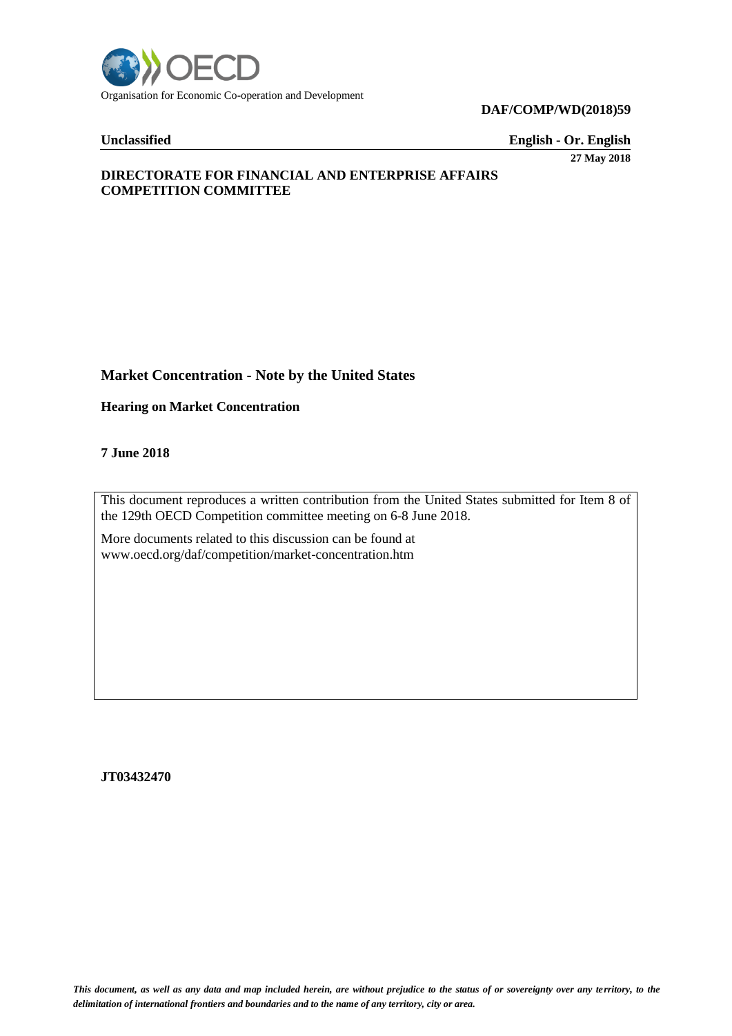Organisation for Economic Co-operation and Development

**DAF/COMP/WD(2018)59**

**Unclassified** **English - Or. English**

**27 May 2018**

**DIRECTORATE FOR FINANCIAL AND ENTERPRISE AFFAIRS**
**COMPETITION COMMITTEE**

## Market Concentration - Note by the United States

**Hearing on Market Concentration**

**7 June 2018**

This document reproduces a written contribution from the United States submitted for Item 8 of the 129th OECD Competition committee meeting on 6-8 June 2018.

More documents related to this discussion can be found at
www.oecd.org/daf/competition/market-concentration.htm

**JT03432470**

***This document, as well as any data and map included herein, are without prejudice to the status of or sovereignty over any territory, to the delimitation of international frontiers and boundaries and to the name of any territory, city or area.***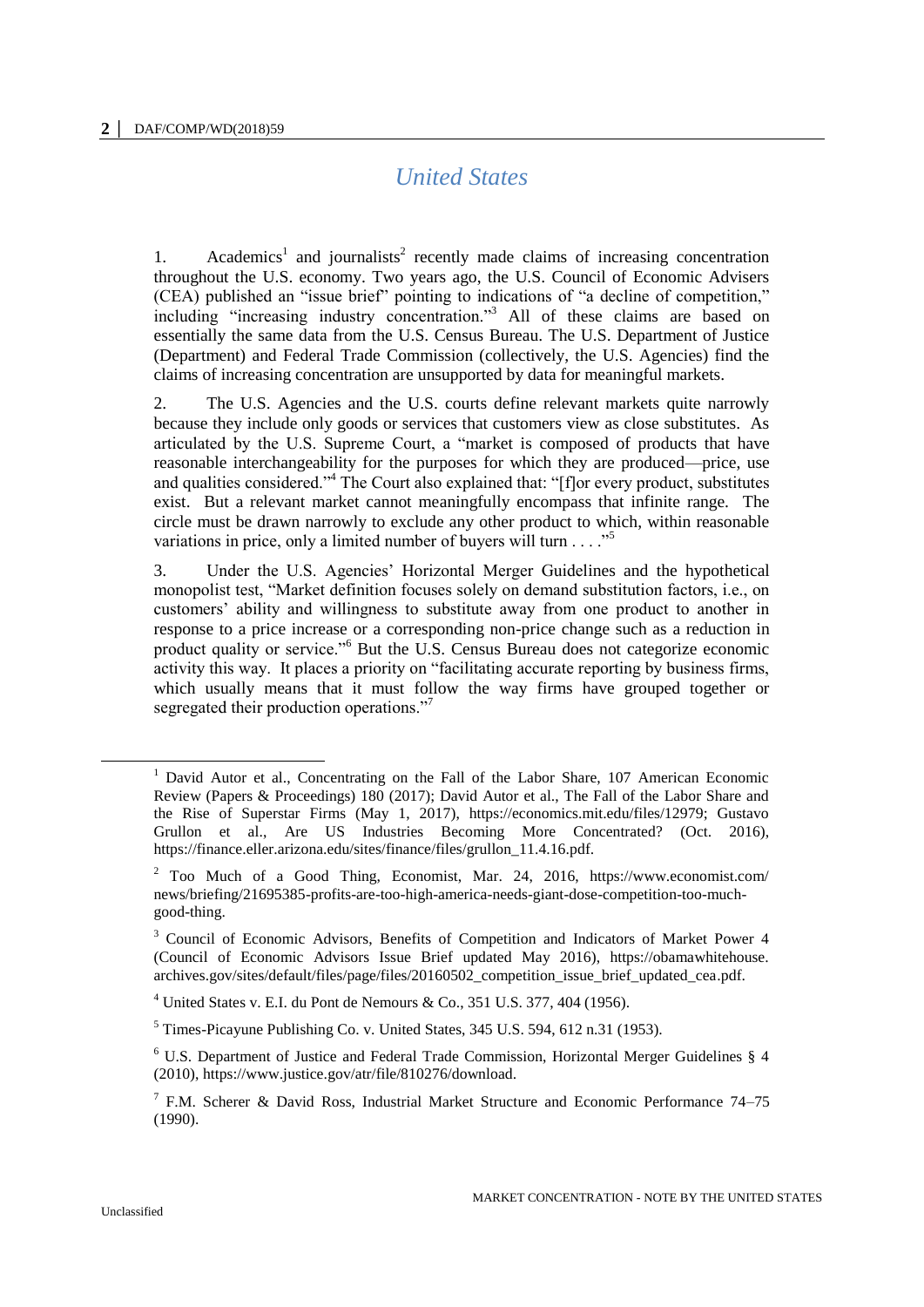# *United States*

1. Academics[1] and journalists[2] recently made claims of increasing concentration throughout the U.S. economy. Two years ago, the U.S. Council of Economic Advisers (CEA) published an "issue brief" pointing to indications of "a decline of competition," including "increasing industry concentration."[3] All of these claims are based on essentially the same data from the U.S. Census Bureau. The U.S. Department of Justice (Department) and Federal Trade Commission (collectively, the U.S. Agencies) find the claims of increasing concentration are unsupported by data for meaningful markets.

2. The U.S. Agencies and the U.S. courts define relevant markets quite narrowly because they include only goods or services that customers view as close substitutes. As articulated by the U.S. Supreme Court, a "market is composed of products that have reasonable interchangeability for the purposes for which they are produced—price, use and qualities considered."[4] The Court also explained that: "[f]or every product, substitutes exist. But a relevant market cannot meaningfully encompass that infinite range. The circle must be drawn narrowly to exclude any other product to which, within reasonable variations in price, only a limited number of buyers will turn . . . ."[5]

3. Under the U.S. Agencies' Horizontal Merger Guidelines and the hypothetical monopolist test, "Market definition focuses solely on demand substitution factors, i.e., on customers' ability and willingness to substitute away from one product to another in response to a price increase or a corresponding non-price change such as a reduction in product quality or service."[6] But the U.S. Census Bureau does not categorize economic activity this way. It places a priority on "facilitating accurate reporting by business firms, which usually means that it must follow the way firms have grouped together or segregated their production operations."[7]

---

[1] David Autor et al., Concentrating on the Fall of the Labor Share, 107 American Economic Review (Papers & Proceedings) 180 (2017); David Autor et al., The Fall of the Labor Share and the Rise of Superstar Firms (May 1, 2017), https://economics.mit.edu/files/12979; Gustavo Grullon et al., Are US Industries Becoming More Concentrated? (Oct. 2016), https://finance.eller.arizona.edu/sites/finance/files/grullon_11.4.16.pdf.

[2] Too Much of a Good Thing, Economist, Mar. 24, 2016, https://www.economist.com/news/briefing/21695385-profits-are-too-high-america-needs-giant-dose-competition-too-much-good-thing.

[3] Council of Economic Advisors, Benefits of Competition and Indicators of Market Power 4 (Council of Economic Advisors Issue Brief updated May 2016), https://obamawhitehouse.archives.gov/sites/default/files/page/files/20160502_competition_issue_brief_updated_cea.pdf.

[4] United States v. E.I. du Pont de Nemours & Co., 351 U.S. 377, 404 (1956).

[5] Times-Picayune Publishing Co. v. United States, 345 U.S. 594, 612 n.31 (1953).

[6] U.S. Department of Justice and Federal Trade Commission, Horizontal Merger Guidelines § 4 (2010), https://www.justice.gov/atr/file/810276/download.

[7] F.M. Scherer & David Ross, Industrial Market Structure and Economic Performance 74–75 (1990).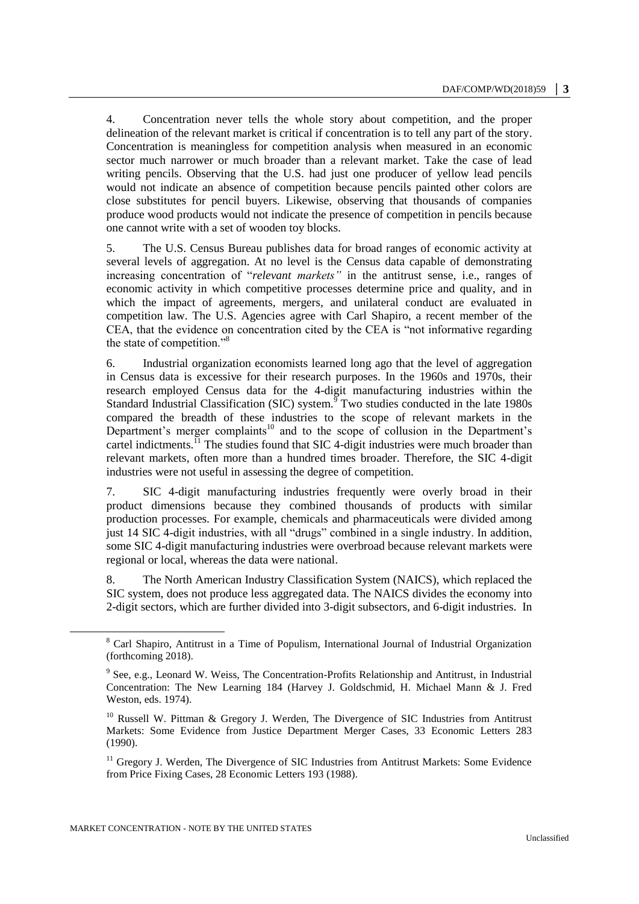4. Concentration never tells the whole story about competition, and the proper delineation of the relevant market is critical if concentration is to tell any part of the story. Concentration is meaningless for competition analysis when measured in an economic sector much narrower or much broader than a relevant market. Take the case of lead writing pencils. Observing that the U.S. had just one producer of yellow lead pencils would not indicate an absence of competition because pencils painted other colors are close substitutes for pencil buyers. Likewise, observing that thousands of companies produce wood products would not indicate the presence of competition in pencils because one cannot write with a set of wooden toy blocks.

5. The U.S. Census Bureau publishes data for broad ranges of economic activity at several levels of aggregation. At no level is the Census data capable of demonstrating increasing concentration of "*relevant markets"* in the antitrust sense, i.e., ranges of economic activity in which competitive processes determine price and quality, and in which the impact of agreements, mergers, and unilateral conduct are evaluated in competition law. The U.S. Agencies agree with Carl Shapiro, a recent member of the CEA, that the evidence on concentration cited by the CEA is "not informative regarding the state of competition."[8]

6. Industrial organization economists learned long ago that the level of aggregation in Census data is excessive for their research purposes. In the 1960s and 1970s, their research employed Census data for the 4-digit manufacturing industries within the Standard Industrial Classification (SIC) system.[9] Two studies conducted in the late 1980s compared the breadth of these industries to the scope of relevant markets in the Department's merger complaints[10] and to the scope of collusion in the Department's cartel indictments.[11] The studies found that SIC 4-digit industries were much broader than relevant markets, often more than a hundred times broader. Therefore, the SIC 4-digit industries were not useful in assessing the degree of competition.

7. SIC 4-digit manufacturing industries frequently were overly broad in their product dimensions because they combined thousands of products with similar production processes. For example, chemicals and pharmaceuticals were divided among just 14 SIC 4-digit industries, with all "drugs" combined in a single industry. In addition, some SIC 4-digit manufacturing industries were overbroad because relevant markets were regional or local, whereas the data were national.

8. The North American Industry Classification System (NAICS), which replaced the SIC system, does not produce less aggregated data. The NAICS divides the economy into 2-digit sectors, which are further divided into 3-digit subsectors, and 6-digit industries. In

---

[8] Carl Shapiro, Antitrust in a Time of Populism, International Journal of Industrial Organization (forthcoming 2018).

[9] See, e.g., Leonard W. Weiss, The Concentration-Profits Relationship and Antitrust, in Industrial Concentration: The New Learning 184 (Harvey J. Goldschmid, H. Michael Mann & J. Fred Weston, eds. 1974).

[10] Russell W. Pittman & Gregory J. Werden, The Divergence of SIC Industries from Antitrust Markets: Some Evidence from Justice Department Merger Cases, 33 Economic Letters 283 (1990).

[11] Gregory J. Werden, The Divergence of SIC Industries from Antitrust Markets: Some Evidence from Price Fixing Cases, 28 Economic Letters 193 (1988).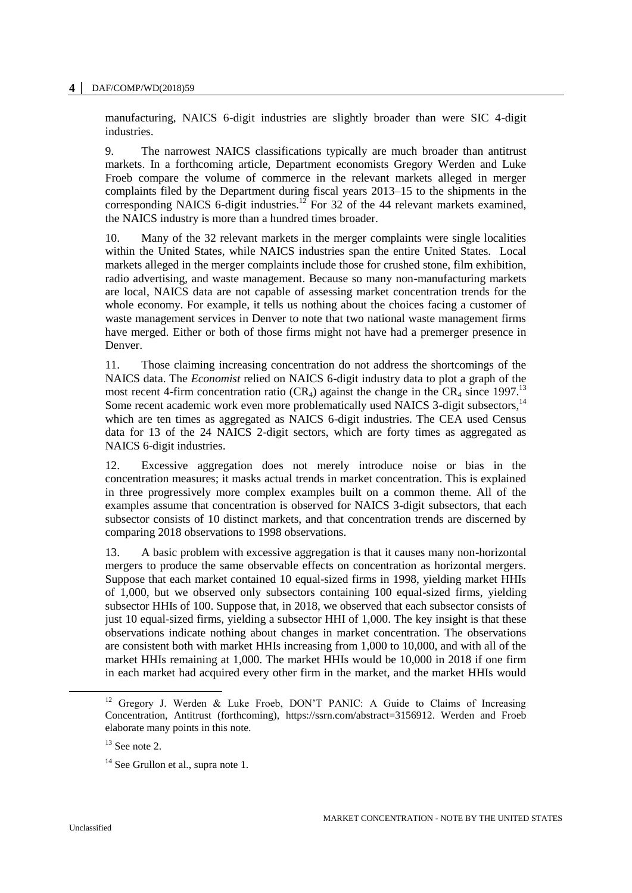manufacturing, NAICS 6-digit industries are slightly broader than were SIC 4-digit industries.

9. The narrowest NAICS classifications typically are much broader than antitrust markets. In a forthcoming article, Department economists Gregory Werden and Luke Froeb compare the volume of commerce in the relevant markets alleged in merger complaints filed by the Department during fiscal years 2013–15 to the shipments in the corresponding NAICS 6-digit industries.[12] For 32 of the 44 relevant markets examined, the NAICS industry is more than a hundred times broader.

10. Many of the 32 relevant markets in the merger complaints were single localities within the United States, while NAICS industries span the entire United States. Local markets alleged in the merger complaints include those for crushed stone, film exhibition, radio advertising, and waste management. Because so many non-manufacturing markets are local, NAICS data are not capable of assessing market concentration trends for the whole economy. For example, it tells us nothing about the choices facing a customer of waste management services in Denver to note that two national waste management firms have merged. Either or both of those firms might not have had a premerger presence in Denver.

11. Those claiming increasing concentration do not address the shortcomings of the NAICS data. The *Economist* relied on NAICS 6-digit industry data to plot a graph of the most recent 4-firm concentration ratio ($CR_4$) against the change in the $CR_4$ since 1997.[13] Some recent academic work even more problematically used NAICS 3-digit subsectors,[14] which are ten times as aggregated as NAICS 6-digit industries. The CEA used Census data for 13 of the 24 NAICS 2-digit sectors, which are forty times as aggregated as NAICS 6-digit industries.

12. Excessive aggregation does not merely introduce noise or bias in the concentration measures; it masks actual trends in market concentration. This is explained in three progressively more complex examples built on a common theme. All of the examples assume that concentration is observed for NAICS 3-digit subsectors, that each subsector consists of 10 distinct markets, and that concentration trends are discerned by comparing 2018 observations to 1998 observations.

13. A basic problem with excessive aggregation is that it causes many non-horizontal mergers to produce the same observable effects on concentration as horizontal mergers. Suppose that each market contained 10 equal-sized firms in 1998, yielding market HHIs of 1,000, but we observed only subsectors containing 100 equal-sized firms, yielding subsector HHIs of 100. Suppose that, in 2018, we observed that each subsector consists of just 10 equal-sized firms, yielding a subsector HHI of 1,000. The key insight is that these observations indicate nothing about changes in market concentration. The observations are consistent both with market HHIs increasing from 1,000 to 10,000, and with all of the market HHIs remaining at 1,000. The market HHIs would be 10,000 in 2018 if one firm in each market had acquired every other firm in the market, and the market HHIs would

---

[12] Gregory J. Werden & Luke Froeb, DON'T PANIC: A Guide to Claims of Increasing Concentration, Antitrust (forthcoming), https://ssrn.com/abstract=3156912. Werden and Froeb elaborate many points in this note.

[13] See note 2.

[14] See Grullon et al., supra note 1.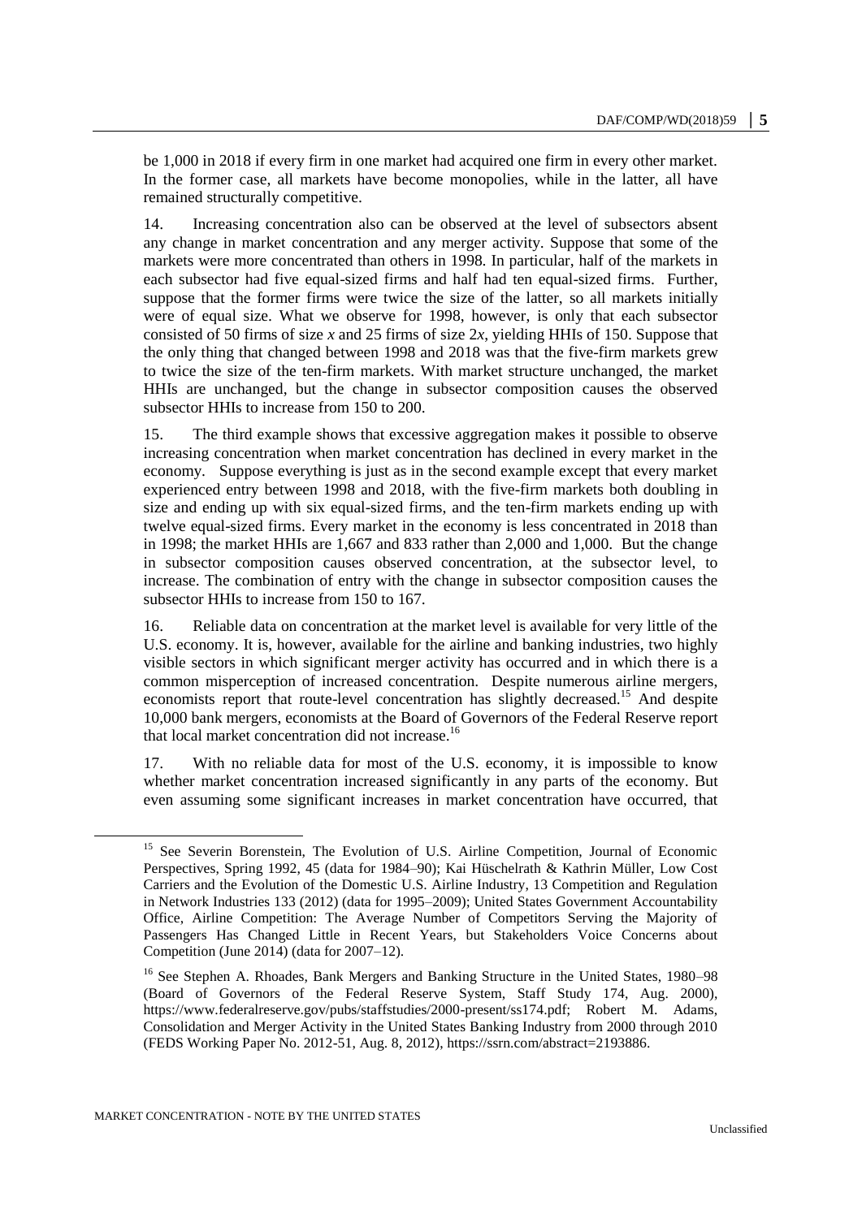be 1,000 in 2018 if every firm in one market had acquired one firm in every other market. In the former case, all markets have become monopolies, while in the latter, all have remained structurally competitive.

14. Increasing concentration also can be observed at the level of subsectors absent any change in market concentration and any merger activity. Suppose that some of the markets were more concentrated than others in 1998. In particular, half of the markets in each subsector had five equal-sized firms and half had ten equal-sized firms. Further, suppose that the former firms were twice the size of the latter, so all markets initially were of equal size. What we observe for 1998, however, is only that each subsector consisted of 50 firms of size $x$ and 25 firms of size $2x$, yielding HHIs of 150. Suppose that the only thing that changed between 1998 and 2018 was that the five-firm markets grew to twice the size of the ten-firm markets. With market structure unchanged, the market HHIs are unchanged, but the change in subsector composition causes the observed subsector HHIs to increase from 150 to 200.

15. The third example shows that excessive aggregation makes it possible to observe increasing concentration when market concentration has declined in every market in the economy. Suppose everything is just as in the second example except that every market experienced entry between 1998 and 2018, with the five-firm markets both doubling in size and ending up with six equal-sized firms, and the ten-firm markets ending up with twelve equal-sized firms. Every market in the economy is less concentrated in 2018 than in 1998; the market HHIs are 1,667 and 833 rather than 2,000 and 1,000. But the change in subsector composition causes observed concentration, at the subsector level, to increase. The combination of entry with the change in subsector composition causes the subsector HHIs to increase from 150 to 167.

16. Reliable data on concentration at the market level is available for very little of the U.S. economy. It is, however, available for the airline and banking industries, two highly visible sectors in which significant merger activity has occurred and in which there is a common misperception of increased concentration. Despite numerous airline mergers, economists report that route-level concentration has slightly decreased.[15] And despite 10,000 bank mergers, economists at the Board of Governors of the Federal Reserve report that local market concentration did not increase.[16]

17. With no reliable data for most of the U.S. economy, it is impossible to know whether market concentration increased significantly in any parts of the economy. But even assuming some significant increases in market concentration have occurred, that

---

[15] See Severin Borenstein, The Evolution of U.S. Airline Competition, Journal of Economic Perspectives, Spring 1992, 45 (data for 1984–90); Kai Hüschelrath & Kathrin Müller, Low Cost Carriers and the Evolution of the Domestic U.S. Airline Industry, 13 Competition and Regulation in Network Industries 133 (2012) (data for 1995–2009); United States Government Accountability Office, Airline Competition: The Average Number of Competitors Serving the Majority of Passengers Has Changed Little in Recent Years, but Stakeholders Voice Concerns about Competition (June 2014) (data for 2007–12).

[16] See Stephen A. Rhoades, Bank Mergers and Banking Structure in the United States, 1980–98 (Board of Governors of the Federal Reserve System, Staff Study 174, Aug. 2000), https://www.federalreserve.gov/pubs/staffstudies/2000-present/ss174.pdf; Robert M. Adams, Consolidation and Merger Activity in the United States Banking Industry from 2000 through 2010 (FEDS Working Paper No. 2012-51, Aug. 8, 2012), https://ssrn.com/abstract=2193886.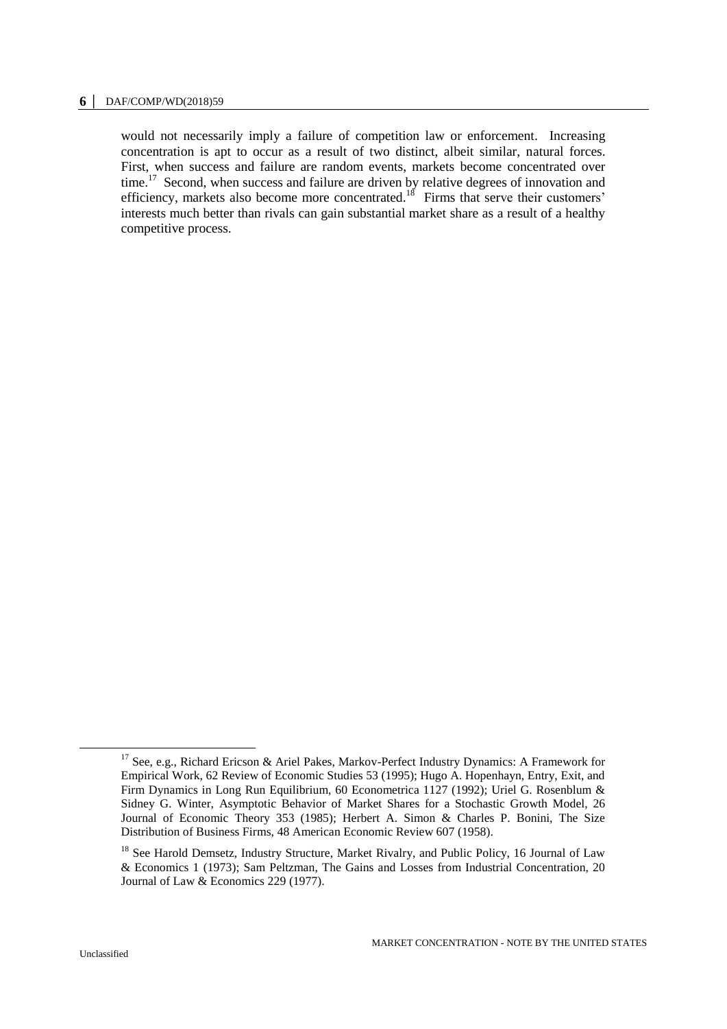would not necessarily imply a failure of competition law or enforcement. Increasing concentration is apt to occur as a result of two distinct, albeit similar, natural forces. First, when success and failure are random events, markets become concentrated over time.[17] Second, when success and failure are driven by relative degrees of innovation and efficiency, markets also become more concentrated.[18] Firms that serve their customers' interests much better than rivals can gain substantial market share as a result of a healthy competitive process.

---

[17] See, e.g., Richard Ericson & Ariel Pakes, Markov-Perfect Industry Dynamics: A Framework for Empirical Work, 62 Review of Economic Studies 53 (1995); Hugo A. Hopenhayn, Entry, Exit, and Firm Dynamics in Long Run Equilibrium, 60 Econometrica 1127 (1992); Uriel G. Rosenblum & Sidney G. Winter, Asymptotic Behavior of Market Shares for a Stochastic Growth Model, 26 Journal of Economic Theory 353 (1985); Herbert A. Simon & Charles P. Bonini, The Size Distribution of Business Firms, 48 American Economic Review 607 (1958).

[18] See Harold Demsetz, Industry Structure, Market Rivalry, and Public Policy, 16 Journal of Law & Economics 1 (1973); Sam Peltzman, The Gains and Losses from Industrial Concentration, 20 Journal of Law & Economics 229 (1977).